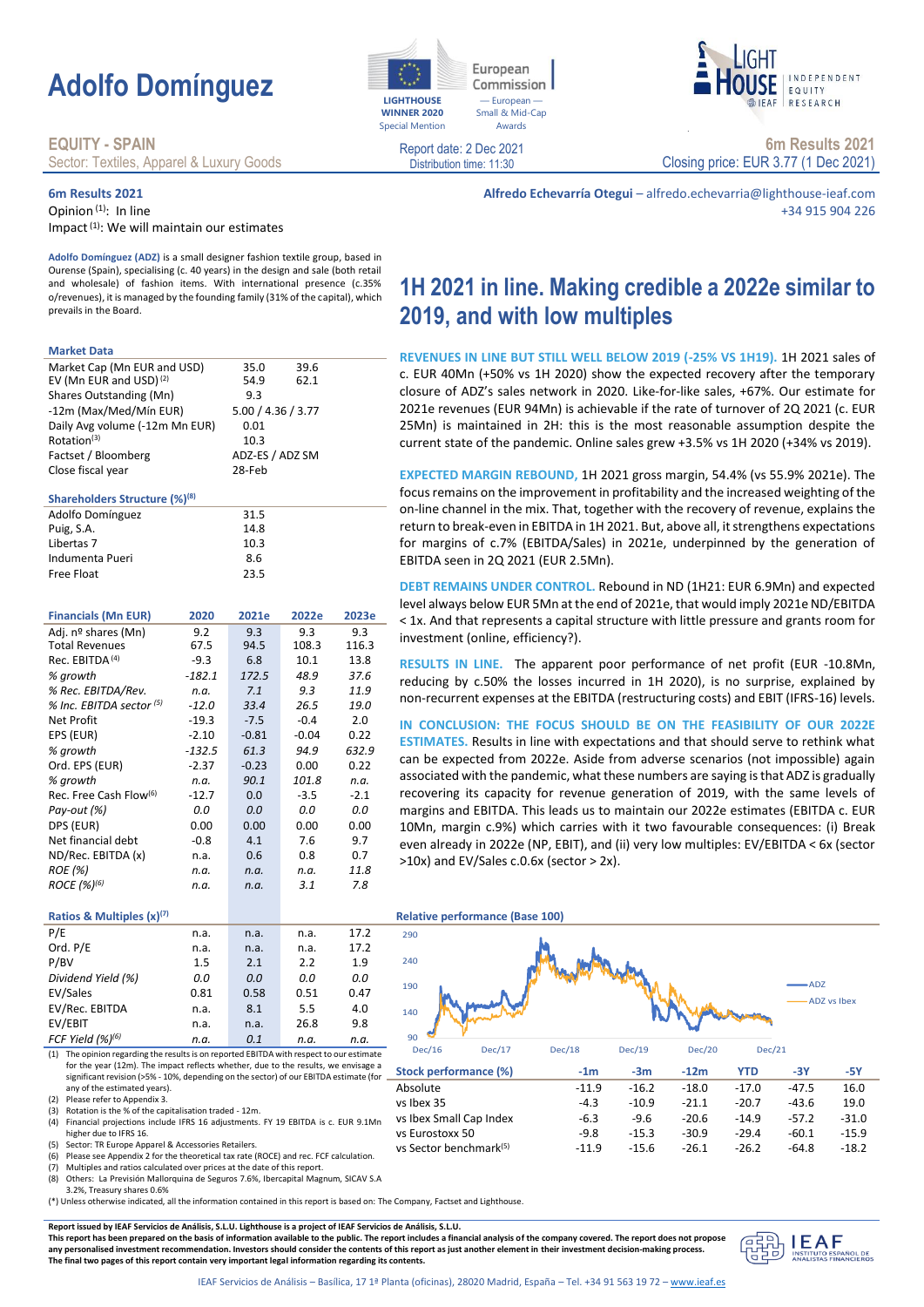# Adolfo Domínguez

**EQUITY - SPAIN**
Sector: Textiles, Apparel & Luxury Goods

LIGHTHOUSE WINNER 2020 Special Mention — European Commission — European — Small & Mid-Cap Awards

Report date: 2 Dec 2021
Distribution time: 11:30

**6m Results 2021**
Closing price: EUR 3.77 (1 Dec 2021)

**6m Results 2021**
Opinion [1]: In line
Impact [1]: We will maintain our estimates

**Alfredo Echevarría Otegui** – alfredo.echevarria@lighthouse-ieaf.com
+34 915 904 226

**Adolfo Domínguez (ADZ)** is a small designer fashion textile group, based in Ourense (Spain), specialising (c. 40 years) in the design and sale (both retail and wholesale) of fashion items. With international presence (c.35% o/revenues), it is managed by the founding family (31% of the capital), which prevails in the Board.

## 1H 2021 in line. Making credible a 2022e similar to 2019, and with low multiples

**REVENUES IN LINE BUT STILL WELL BELOW 2019 (-25% VS 1H19).** 1H 2021 sales of c. EUR 40Mn (+50% vs 1H 2020) show the expected recovery after the temporary closure of ADZ's sales network in 2020. Like-for-like sales, +67%. Our estimate for 2021e revenues (EUR 94Mn) is achievable if the rate of turnover of 2Q 2021 (c. EUR 25Mn) is maintained in 2H: this is the most reasonable assumption despite the current state of the pandemic. Online sales grew +3.5% vs 1H 2020 (+34% vs 2019).

**EXPECTED MARGIN REBOUND,** 1H 2021 gross margin, 54.4% (vs 55.9% 2021e). The focus remains on the improvement in profitability and the increased weighting of the on-line channel in the mix. That, together with the recovery of revenue, explains the return to break-even in EBITDA in 1H 2021. But, above all, it strengthens expectations for margins of c.7% (EBITDA/Sales) in 2021e, underpinned by the generation of EBITDA seen in 2Q 2021 (EUR 2.5Mn).

**DEBT REMAINS UNDER CONTROL.** Rebound in ND (1H21: EUR 6.9Mn) and expected level always below EUR 5Mn at the end of 2021e, that would imply 2021e ND/EBITDA < 1x. And that represents a capital structure with little pressure and grants room for investment (online, efficiency?).

**RESULTS IN LINE.** The apparent poor performance of net profit (EUR -10.8Mn, reducing by c.50% the losses incurred in 1H 2020), is no surprise, explained by non-recurrent expenses at the EBITDA (restructuring costs) and EBIT (IFRS-16) levels.

**IN CONCLUSION: THE FOCUS SHOULD BE ON THE FEASIBILITY OF OUR 2022E ESTIMATES.** Results in line with expectations and that should serve to rethink what can be expected from 2022e. Aside from adverse scenarios (not impossible) again associated with the pandemic, what these numbers are saying is that ADZ is gradually recovering its capacity for revenue generation of 2019, with the same levels of margins and EBITDA. This leads us to maintain our 2022e estimates (EBITDA c. EUR 10Mn, margin c.9%) which carries with it two favourable consequences: (i) Break even already in 2022e (NP, EBIT), and (ii) very low multiples: EV/EBITDA < 6x (sector >10x) and EV/Sales c.0.6x (sector > 2x).

### Market Data

| | | |
|---|---|---|
| Market Cap (Mn EUR and USD) | 35.0 | 39.6 |
| EV (Mn EUR and USD) [2] | 54.9 | 62.1 |
| Shares Outstanding (Mn) | 9.3 | |
| -12m (Max/Med/Mín EUR) | 5.00 / 4.36 / 3.77 | |
| Daily Avg volume (-12m Mn EUR) | 0.01 | |
| Rotation[3] | 10.3 | |
| Factset / Bloomberg | ADZ-ES / ADZ SM | |
| Close fiscal year | 28-Feb | |

### Shareholders Structure (%)[8]

| | |
|---|---|
| Adolfo Domínguez | 31.5 |
| Puig, S.A. | 14.8 |
| Libertas 7 | 10.3 |
| Indumenta Pueri | 8.6 |
| Free Float | 23.5 |

| Financials (Mn EUR) | 2020 | 2021e | 2022e | 2023e |
|---|---|---|---|---|
| Adj. nº shares (Mn) | 9.2 | 9.3 | 9.3 | 9.3 |
| Total Revenues | 67.5 | 94.5 | 108.3 | 116.3 |
| Rec. EBITDA [4] | -9.3 | 6.8 | 10.1 | 13.8 |
| *% growth* | *-182.1* | *172.5* | *48.9* | *37.6* |
| *% Rec. EBITDA/Rev.* | *n.a.* | *7.1* | *9.3* | *11.9* |
| *% Inc. EBITDA sector [5]* | *-12.0* | *33.4* | *26.5* | *19.0* |
| Net Profit | -19.3 | -7.5 | -0.4 | 2.0 |
| EPS (EUR) | -2.10 | -0.81 | -0.04 | 0.22 |
| *% growth* | *-132.5* | *61.3* | *94.9* | *632.9* |
| Ord. EPS (EUR) | -2.37 | -0.23 | 0.00 | 0.22 |
| *% growth* | *n.a.* | *90.1* | *101.8* | *n.a.* |
| Rec. Free Cash Flow[6] | -12.7 | 0.0 | -3.5 | -2.1 |
| *Pay-out (%)* | *0.0* | *0.0* | *0.0* | *0.0* |
| DPS (EUR) | 0.00 | 0.00 | 0.00 | 0.00 |
| Net financial debt | -0.8 | 4.1 | 7.6 | 9.7 |
| ND/Rec. EBITDA (x) | n.a. | 0.6 | 0.8 | 0.7 |
| *ROE (%)* | *n.a.* | *n.a.* | *n.a.* | *11.8* |
| *ROCE (%)[6]* | *n.a.* | *n.a.* | *3.1* | *7.8* |

| Ratios & Multiples (x)[7] | 2020 | 2021e | 2022e | 2023e |
|---|---|---|---|---|
| P/E | n.a. | n.a. | n.a. | 17.2 |
| Ord. P/E | n.a. | n.a. | n.a. | 17.2 |
| P/BV | 1.5 | 2.1 | 2.2 | 1.9 |
| *Dividend Yield (%)* | *0.0* | *0.0* | *0.0* | *0.0* |
| EV/Sales | 0.81 | 0.58 | 0.51 | 0.47 |
| EV/Rec. EBITDA | n.a. | 8.1 | 5.5 | 4.0 |
| EV/EBIT | n.a. | n.a. | 26.8 | 9.8 |
| *FCF Yield (%)[6]* | *n.a.* | *0.1* | *n.a.* | *n.a.* |

(1) The opinion regarding the results is on reported EBITDA with respect to our estimate for the year (12m). The impact reflects whether, due to the results, we envisage a significant revision (>5% - 10%, depending on the sector) of our EBITDA estimate (for any of the estimated years).
(2) Please refer to Appendix 3.
(3) Rotation is the % of the capitalisation traded - 12m.
(4) Financial projections include IFRS 16 adjustments. FY 19 EBITDA is c. EUR 9.1Mn higher due to IFRS 16.
(5) Sector: TR Europe Apparel & Accessories Retailers.
(6) Please see Appendix 2 for the theoretical tax rate (ROCE) and rec. FCF calculation.
(7) Multiples and ratios calculated over prices at the date of this report.
(8) Others: La Previsión Mallorquina de Seguros 7.6%, Ibercapital Magnum, SICAV S.A 3.2%, Treasury shares 0.6%

### Relative performance (Base 100)

(Chart: ADZ and ADZ vs Ibex, Dec/16 – Dec/21)

| Stock performance (%) | -1m | -3m | -12m | YTD | -3Y | -5Y |
|---|---|---|---|---|---|---|
| Absolute | -11.9 | -16.2 | -18.0 | -17.0 | -47.5 | 16.0 |
| vs Ibex 35 | -4.3 | -10.9 | -21.1 | -20.7 | -43.6 | 19.0 |
| vs Ibex Small Cap Index | -6.3 | -9.6 | -20.6 | -14.9 | -57.2 | -31.0 |
| vs Eurostoxx 50 | -9.8 | -15.3 | -30.9 | -29.4 | -60.1 | -15.9 |
| vs Sector benchmark[5] | -11.9 | -15.6 | -26.1 | -26.2 | -64.8 | -18.2 |

(*) Unless otherwise indicated, all the information contained in this report is based on: The Company, Factset and Lighthouse.

**Report issued by IEAF Servicios de Análisis, S.L.U. Lighthouse is a project of IEAF Servicios de Análisis, S.L.U.**
**This report has been prepared on the basis of information available to the public. The report includes a financial analysis of the company covered. The report does not propose any personalised investment recommendation. Investors should consider the contents of this report as just another element in their investment decision-making process. The final two pages of this report contain very important legal information regarding its contents.**

IEAF Servicios de Análisis – Basílica, 17 1ª Planta (oficinas), 28020 Madrid, España – Tel. +34 91 563 19 72 – www.ieaf.es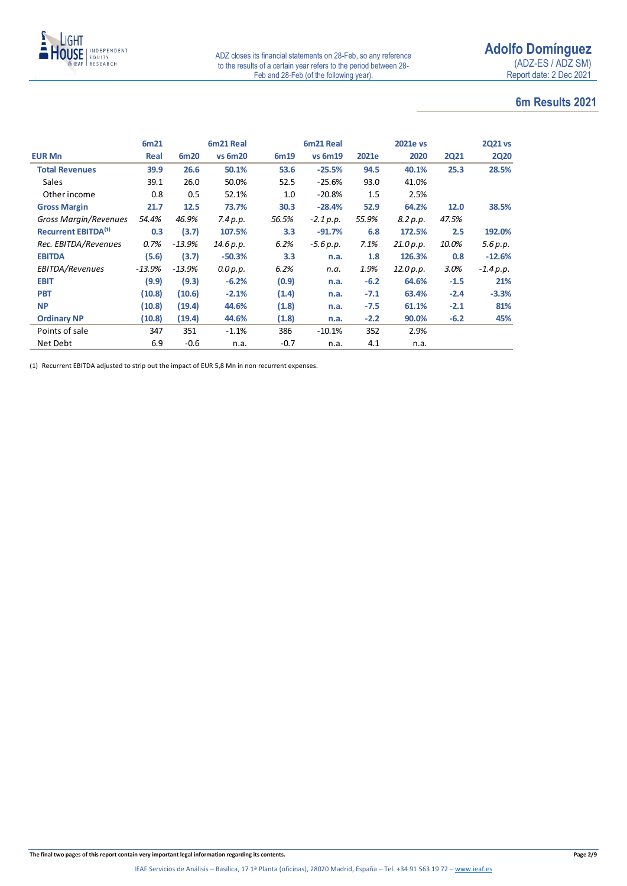ADZ closes its financial statements on 28-Feb, so any reference to the results of a certain year refers to the period between 28-Feb and 28-Feb (of the following year).

## 6m Results 2021

| EUR Mn | 6m21 Real | 6m20 | 6m21 Real vs 6m20 | 6m19 | 6m21 Real vs 6m19 | 2021e | 2021e vs 2020 | 2Q21 | 2Q21 vs 2Q20 |
|---|---|---|---|---|---|---|---|---|---|
| **Total Revenues** | **39.9** | **26.6** | **50.1%** | **53.6** | **-25.5%** | **94.5** | **40.1%** | **25.3** | **28.5%** |
| Sales | 39.1 | 26.0 | 50.0% | 52.5 | -25.6% | 93.0 | 41.0% | | |
| Other income | 0.8 | 0.5 | 52.1% | 1.0 | -20.8% | 1.5 | 2.5% | | |
| **Gross Margin** | **21.7** | **12.5** | **73.7%** | **30.3** | **-28.4%** | **52.9** | **64.2%** | **12.0** | **38.5%** |
| *Gross Margin/Revenues* | *54.4%* | *46.9%* | *7.4 p.p.* | *56.5%* | *-2.1 p.p.* | *55.9%* | *8.2 p.p.* | *47.5%* | |
| **Recurrent EBITDA[(1)]** | **0.3** | **(3.7)** | **107.5%** | **3.3** | **-91.7%** | **6.8** | **172.5%** | **2.5** | **192.0%** |
| *Rec. EBITDA/Revenues* | *0.7%* | *-13.9%* | *14.6 p.p.* | *6.2%* | *-5.6 p.p.* | *7.1%* | *21.0 p.p.* | *10.0%* | *5.6 p.p.* |
| **EBITDA** | **(5.6)** | **(3.7)** | **-50.3%** | **3.3** | **n.a.** | **1.8** | **126.3%** | **0.8** | **-12.6%** |
| *EBITDA/Revenues* | *-13.9%* | *-13.9%* | *0.0 p.p.* | *6.2%* | *n.a.* | *1.9%* | *12.0 p.p.* | *3.0%* | *-1.4 p.p.* |
| **EBIT** | **(9.9)** | **(9.3)** | **-6.2%** | **(0.9)** | **n.a.** | **-6.2** | **64.6%** | **-1.5** | **21%** |
| **PBT** | **(10.8)** | **(10.6)** | **-2.1%** | **(1.4)** | **n.a.** | **-7.1** | **63.4%** | **-2.4** | **-3.3%** |
| **NP** | **(10.8)** | **(19.4)** | **44.6%** | **(1.8)** | **n.a.** | **-7.5** | **61.1%** | **-2.1** | **81%** |
| **Ordinary NP** | **(10.8)** | **(19.4)** | **44.6%** | **(1.8)** | **n.a.** | **-2.2** | **90.0%** | **-6.2** | **45%** |
| Points of sale | 347 | 351 | -1.1% | 386 | -10.1% | 352 | 2.9% | | |
| Net Debt | 6.9 | -0.6 | n.a. | -0.7 | n.a. | 4.1 | n.a. | | |

(1) Recurrent EBITDA adjusted to strip out the impact of EUR 5,8 Mn in non recurrent expenses.

**The final two pages of this report contain very important legal information regarding its contents.**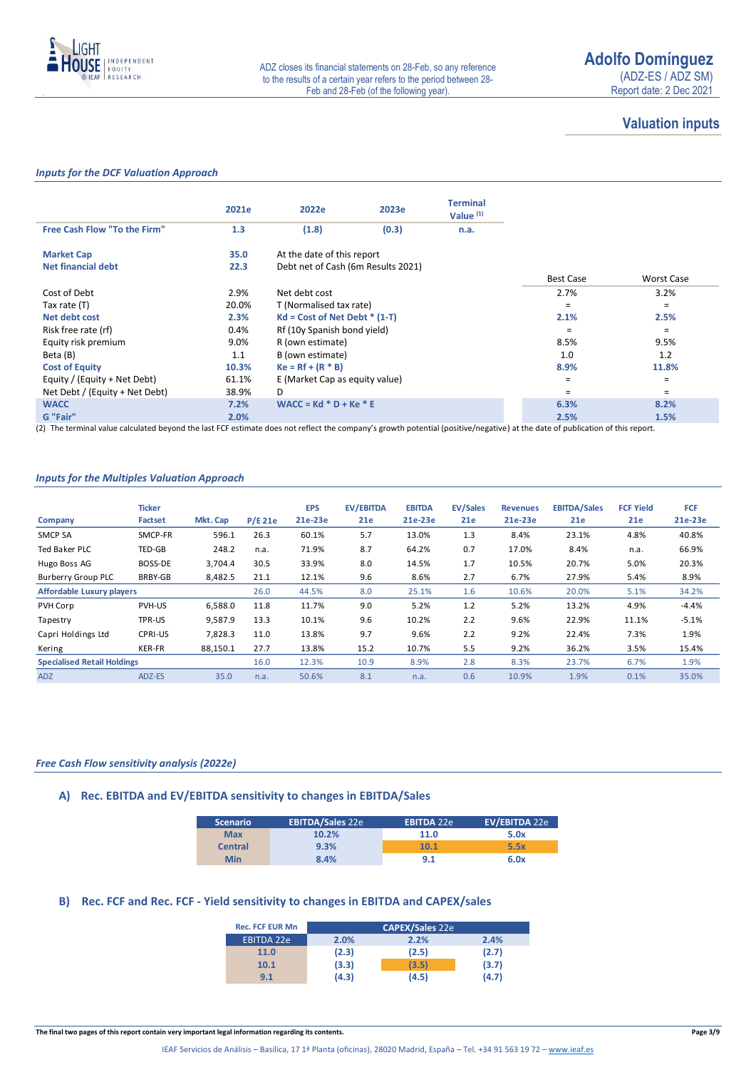ADZ closes its financial statements on 28-Feb, so any reference to the results of a certain year refers to the period between 28-Feb and 28-Feb (of the following year).

## Valuation inputs

### *Inputs for the DCF Valuation Approach*

| | 2021e | 2022e | 2023e | Terminal Value (1) | | | |
|---|---|---|---|---|---|---|---|
| **Free Cash Flow "To the Firm"** | 1.3 | (1.8) | (0.3) | n.a. | | | |
| | | | | | | | |
| **Market Cap** | 35.0 | At the date of this report | | | | | |
| **Net financial debt** | 22.3 | Debt net of Cash (6m Results 2021) | | | | | |
| | | | | | | Best Case | Worst Case |
| Cost of Debt | 2.9% | Net debt cost | | | | 2.7% | 3.2% |
| Tax rate (T) | 20.0% | T (Normalised tax rate) | | | | = | = |
| **Net debt cost** | 2.3% | Kd = Cost of Net Debt * (1-T) | | | | 2.1% | 2.5% |
| Risk free rate (rf) | 0.4% | Rf (10y Spanish bond yield) | | | | = | = |
| Equity risk premium | 9.0% | R (own estimate) | | | | 8.5% | 9.5% |
| Beta (B) | 1.1 | B (own estimate) | | | | 1.0 | 1.2 |
| **Cost of Equity** | 10.3% | Ke = Rf + (R * B) | | | | 8.9% | 11.8% |
| Equity / (Equity + Net Debt) | 61.1% | E (Market Cap as equity value) | | | | = | = |
| Net Debt / (Equity + Net Debt) | 38.9% | D | | | | = | = |
| **WACC** | 7.2% | WACC = Kd * D + Ke * E | | | | 6.3% | 8.2% |
| **G "Fair"** | 2.0% | | | | | 2.5% | 1.5% |

(2) The terminal value calculated beyond the last FCF estimate does not reflect the company's growth potential (positive/negative) at the date of publication of this report.

### *Inputs for the Multiples Valuation Approach*

| Company | Ticker Factset | Mkt. Cap | P/E 21e | EPS 21e-23e | EV/EBITDA 21e | EBITDA 21e-23e | EV/Sales 21e | Revenues 21e-23e | EBITDA/Sales 21e | FCF Yield 21e | FCF 21e-23e |
|---|---|---|---|---|---|---|---|---|---|---|---|
| SMCP SA | SMCP-FR | 596.1 | 26.3 | 60.1% | 5.7 | 13.0% | 1.3 | 8.4% | 23.1% | 4.8% | 40.8% |
| Ted Baker PLC | TED-GB | 248.2 | n.a. | 71.9% | 8.7 | 64.2% | 0.7 | 17.0% | 8.4% | n.a. | 66.9% |
| Hugo Boss AG | BOSS-DE | 3,704.4 | 30.5 | 33.9% | 8.0 | 14.5% | 1.7 | 10.5% | 20.7% | 5.0% | 20.3% |
| Burberry Group PLC | BRBY-GB | 8,482.5 | 21.1 | 12.1% | 9.6 | 8.6% | 2.7 | 6.7% | 27.9% | 5.4% | 8.9% |
| **Affordable Luxury players** | | | 26.0 | 44.5% | 8.0 | 25.1% | 1.6 | 10.6% | 20.0% | 5.1% | 34.2% |
| PVH Corp | PVH-US | 6,588.0 | 11.8 | 11.7% | 9.0 | 5.2% | 1.2 | 5.2% | 13.2% | 4.9% | -4.4% |
| Tapestry | TPR-US | 9,587.9 | 13.3 | 10.1% | 9.6 | 10.2% | 2.2 | 9.6% | 22.9% | 11.1% | -5.1% |
| Capri Holdings Ltd | CPRI-US | 7,828.3 | 11.0 | 13.8% | 9.7 | 9.6% | 2.2 | 9.2% | 22.4% | 7.3% | 1.9% |
| Kering | KER-FR | 88,150.1 | 27.7 | 13.8% | 15.2 | 10.7% | 5.5 | 9.2% | 36.2% | 3.5% | 15.4% |
| **Specialised Retail Holdings** | | | 16.0 | 12.3% | 10.9 | 8.9% | 2.8 | 8.3% | 23.7% | 6.7% | 1.9% |
| ADZ | ADZ-ES | 35.0 | n.a. | 50.6% | 8.1 | n.a. | 0.6 | 10.9% | 1.9% | 0.1% | 35.0% |

### *Free Cash Flow sensitivity analysis (2022e)*

#### A) Rec. EBITDA and EV/EBITDA sensitivity to changes in EBITDA/Sales

| Scenario | EBITDA/Sales 22e | EBITDA 22e | EV/EBITDA 22e |
|---|---|---|---|
| **Max** | 10.2% | 11.0 | 5.0x |
| **Central** | 9.3% | 10.1 | 5.5x |
| **Min** | 8.4% | 9.1 | 6.0x |

#### B) Rec. FCF and Rec. FCF - Yield sensitivity to changes in EBITDA and CAPEX/sales

| Rec. FCF EUR Mn | CAPEX/Sales 22e | | |
|---|---|---|---|
| EBITDA 22e | 2.0% | 2.2% | 2.4% |
| 11.0 | (2.3) | (2.5) | (2.7) |
| 10.1 | (3.3) | (3.5) | (3.7) |
| 9.1 | (4.3) | (4.5) | (4.7) |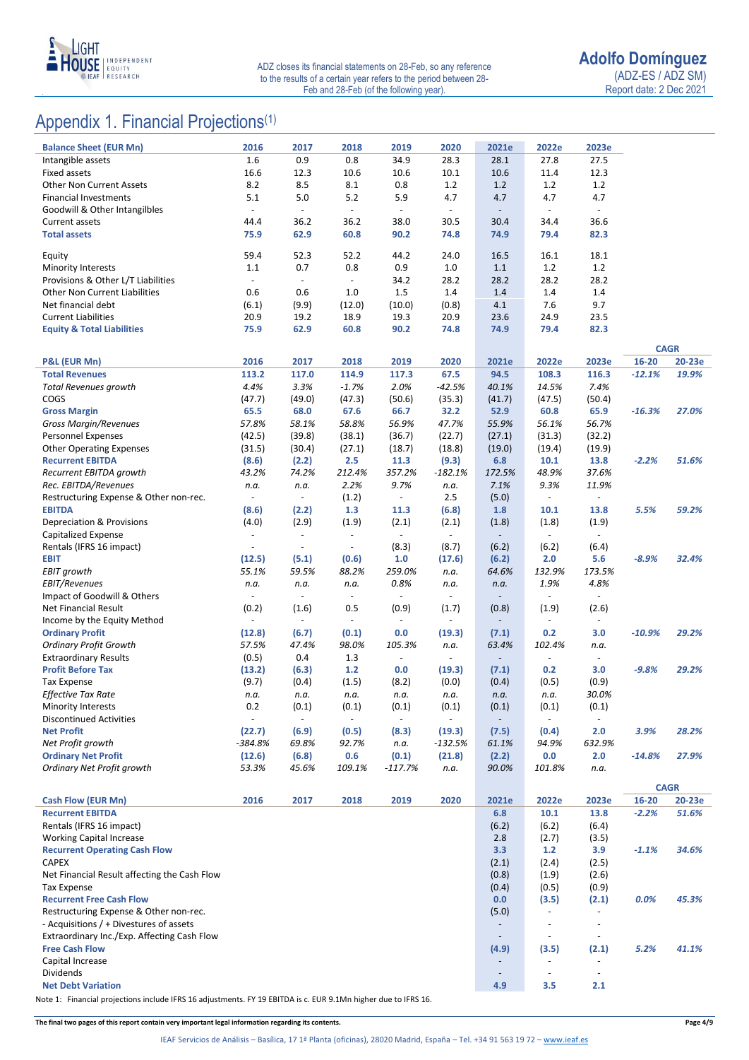ADZ closes its financial statements on 28-Feb, so any reference to the results of a certain year refers to the period between 28-Feb and 28-Feb (of the following year).

# Appendix 1. Financial Projections(1)

| Balance Sheet (EUR Mn) | 2016 | 2017 | 2018 | 2019 | 2020 | 2021e | 2022e | 2023e |
|---|---|---|---|---|---|---|---|---|
| Intangible assets | 1.6 | 0.9 | 0.8 | 34.9 | 28.3 | 28.1 | 27.8 | 27.5 |
| Fixed assets | 16.6 | 12.3 | 10.6 | 10.6 | 10.1 | 10.6 | 11.4 | 12.3 |
| Other Non Current Assets | 8.2 | 8.5 | 8.1 | 0.8 | 1.2 | 1.2 | 1.2 | 1.2 |
| Financial Investments | 5.1 | 5.0 | 5.2 | 5.9 | 4.7 | 4.7 | 4.7 | 4.7 |
| Goodwill & Other Intangilbles | - | - | - | - | - | - | - | - |
| Current assets | 44.4 | 36.2 | 36.2 | 38.0 | 30.5 | 30.4 | 34.4 | 36.6 |
| **Total assets** | **75.9** | **62.9** | **60.8** | **90.2** | **74.8** | **74.9** | **79.4** | **82.3** |
| | | | | | | | | |
| Equity | 59.4 | 52.3 | 52.2 | 44.2 | 24.0 | 16.5 | 16.1 | 18.1 |
| Minority Interests | 1.1 | 0.7 | 0.8 | 0.9 | 1.0 | 1.1 | 1.2 | 1.2 |
| Provisions & Other L/T Liabilities | - | - | - | 34.2 | 28.2 | 28.2 | 28.2 | 28.2 |
| Other Non Current Liabilities | 0.6 | 0.6 | 1.0 | 1.5 | 1.4 | 1.4 | 1.4 | 1.4 |
| Net financial debt | (6.1) | (9.9) | (12.0) | (10.0) | (0.8) | 4.1 | 7.6 | 9.7 |
| Current Liabilities | 20.9 | 19.2 | 18.9 | 19.3 | 20.9 | 23.6 | 24.9 | 23.5 |
| **Equity & Total Liabilities** | **75.9** | **62.9** | **60.8** | **90.2** | **74.8** | **74.9** | **79.4** | **82.3** |

| P&L (EUR Mn) | 2016 | 2017 | 2018 | 2019 | 2020 | 2021e | 2022e | 2023e | CAGR 16-20 | CAGR 20-23e |
|---|---|---|---|---|---|---|---|---|---|---|
| **Total Revenues** | **113.2** | **117.0** | **114.9** | **117.3** | **67.5** | **94.5** | **108.3** | **116.3** | ***-12.1%*** | ***19.9%*** |
| *Total Revenues growth* | *4.4%* | *3.3%* | *-1.7%* | *2.0%* | *-42.5%* | *40.1%* | *14.5%* | *7.4%* | | |
| COGS | (47.7) | (49.0) | (47.3) | (50.6) | (35.3) | (41.7) | (47.5) | (50.4) | | |
| **Gross Margin** | **65.5** | **68.0** | **67.6** | **66.7** | **32.2** | **52.9** | **60.8** | **65.9** | ***-16.3%*** | ***27.0%*** |
| *Gross Margin/Revenues* | *57.8%* | *58.1%* | *58.8%* | *56.9%* | *47.7%* | *55.9%* | *56.1%* | *56.7%* | | |
| Personnel Expenses | (42.5) | (39.8) | (38.1) | (36.7) | (22.7) | (27.1) | (31.3) | (32.2) | | |
| Other Operating Expenses | (31.5) | (30.4) | (27.1) | (18.7) | (18.8) | (19.0) | (19.4) | (19.9) | | |
| **Recurrent EBITDA** | **(8.6)** | **(2.2)** | **2.5** | **11.3** | **(9.3)** | **6.8** | **10.1** | **13.8** | ***-2.2%*** | ***51.6%*** |
| *Recurrent EBITDA growth* | *43.2%* | *74.2%* | *212.4%* | *357.2%* | *-182.1%* | *172.5%* | *48.9%* | *37.6%* | | |
| *Rec. EBITDA/Revenues* | *n.a.* | *n.a.* | *2.2%* | *9.7%* | *n.a.* | *7.1%* | *9.3%* | *11.9%* | | |
| Restructuring Expense & Other non-rec. | - | - | (1.2) | - | 2.5 | (5.0) | - | - | | |
| **EBITDA** | **(8.6)** | **(2.2)** | **1.3** | **11.3** | **(6.8)** | **1.8** | **10.1** | **13.8** | ***5.5%*** | ***59.2%*** |
| Depreciation & Provisions | (4.0) | (2.9) | (1.9) | (2.1) | (2.1) | (1.8) | (1.8) | (1.9) | | |
| Capitalized Expense | - | - | - | - | - | - | - | - | | |
| Rentals (IFRS 16 impact) | - | - | - | (8.3) | (8.7) | (6.2) | (6.2) | (6.4) | | |
| **EBIT** | **(12.5)** | **(5.1)** | **(0.6)** | **1.0** | **(17.6)** | **(6.2)** | **2.0** | **5.6** | ***-8.9%*** | ***32.4%*** |
| *EBIT growth* | *55.1%* | *59.5%* | *88.2%* | *259.0%* | *n.a.* | *64.6%* | *132.9%* | *173.5%* | | |
| *EBIT/Revenues* | *n.a.* | *n.a.* | *n.a.* | *0.8%* | *n.a.* | *n.a.* | *1.9%* | *4.8%* | | |
| Impact of Goodwill & Others | - | - | - | - | - | - | - | - | | |
| Net Financial Result | (0.2) | (1.6) | 0.5 | (0.9) | (1.7) | (0.8) | (1.9) | (2.6) | | |
| Income by the Equity Method | - | - | - | - | - | - | - | - | | |
| **Ordinary Profit** | **(12.8)** | **(6.7)** | **(0.1)** | **0.0** | **(19.3)** | **(7.1)** | **0.2** | **3.0** | ***-10.9%*** | ***29.2%*** |
| *Ordinary Profit Growth* | *57.5%* | *47.4%* | *98.0%* | *105.3%* | *n.a.* | *63.4%* | *102.4%* | *n.a.* | | |
| Extraordinary Results | (0.5) | 0.4 | 1.3 | - | - | - | - | - | | |
| **Profit Before Tax** | **(13.2)** | **(6.3)** | **1.2** | **0.0** | **(19.3)** | **(7.1)** | **0.2** | **3.0** | ***-9.8%*** | ***29.2%*** |
| Tax Expense | (9.7) | (0.4) | (1.5) | (8.2) | (0.0) | (0.4) | (0.5) | (0.9) | | |
| *Effective Tax Rate* | *n.a.* | *n.a.* | *n.a.* | *n.a.* | *n.a.* | *n.a.* | *n.a.* | *30.0%* | | |
| Minority Interests | 0.2 | (0.1) | (0.1) | (0.1) | (0.1) | (0.1) | (0.1) | (0.1) | | |
| Discontinued Activities | - | - | - | - | - | - | - | - | | |
| **Net Profit** | **(22.7)** | **(6.9)** | **(0.5)** | **(8.3)** | **(19.3)** | **(7.5)** | **(0.4)** | **2.0** | ***3.9%*** | ***28.2%*** |
| *Net Profit growth* | *-384.8%* | *69.8%* | *92.7%* | *n.a.* | *-132.5%* | *61.1%* | *94.9%* | *632.9%* | | |
| **Ordinary Net Profit** | **(12.6)** | **(6.8)** | **0.6** | **(0.1)** | **(21.8)** | **(2.2)** | **0.0** | **2.0** | ***-14.8%*** | ***27.9%*** |
| *Ordinary Net Profit growth* | *53.3%* | *45.6%* | *109.1%* | *-117.7%* | *n.a.* | *90.0%* | *101.8%* | *n.a.* | | |

| Cash Flow (EUR Mn) | 2016 | 2017 | 2018 | 2019 | 2020 | 2021e | 2022e | 2023e | CAGR 16-20 | CAGR 20-23e |
|---|---|---|---|---|---|---|---|---|---|---|
| **Recurrent EBITDA** | | | | | | **6.8** | **10.1** | **13.8** | ***-2.2%*** | ***51.6%*** |
| Rentals (IFRS 16 impact) | | | | | | (6.2) | (6.2) | (6.4) | | |
| Working Capital Increase | | | | | | 2.8 | (2.7) | (3.5) | | |
| **Recurrent Operating Cash Flow** | | | | | | **3.3** | **1.2** | **3.9** | ***-1.1%*** | ***34.6%*** |
| CAPEX | | | | | | (2.1) | (2.4) | (2.5) | | |
| Net Financial Result affecting the Cash Flow | | | | | | (0.8) | (1.9) | (2.6) | | |
| Tax Expense | | | | | | (0.4) | (0.5) | (0.9) | | |
| **Recurrent Free Cash Flow** | | | | | | **0.0** | **(3.5)** | **(2.1)** | ***0.0%*** | ***45.3%*** |
| Restructuring Expense & Other non-rec. | | | | | | (5.0) | - | - | | |
| - Acquisitions / + Divestures of assets | | | | | | - | - | - | | |
| Extraordinary Inc./Exp. Affecting Cash Flow | | | | | | - | - | - | | |
| **Free Cash Flow** | | | | | | **(4.9)** | **(3.5)** | **(2.1)** | ***5.2%*** | ***41.1%*** |
| Capital Increase | | | | | | - | - | - | | |
| Dividends | | | | | | - | - | - | | |
| **Net Debt Variation** | | | | | | **4.9** | **3.5** | **2.1** | | |

Note 1: Financial projections include IFRS 16 adjustments. FY 19 EBITDA is c. EUR 9.1Mn higher due to IFRS 16.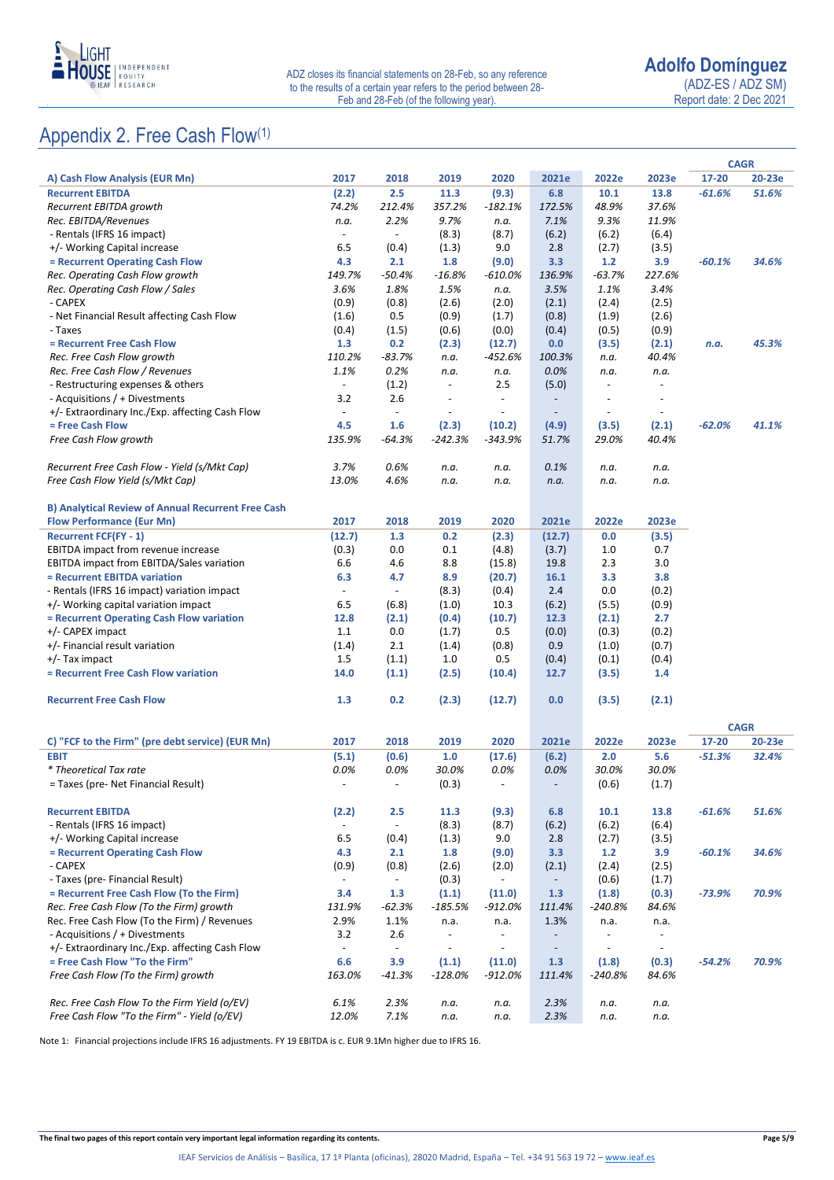# Appendix 2. Free Cash Flow[1]

| A) Cash Flow Analysis (EUR Mn) | 2017 | 2018 | 2019 | 2020 | 2021e | 2022e | 2023e | CAGR 17-20 | CAGR 20-23e |
|---|---|---|---|---|---|---|---|---|---|
| **Recurrent EBITDA** | **(2.2)** | **2.5** | **11.3** | **(9.3)** | **6.8** | **10.1** | **13.8** | ***-61.6%*** | ***51.6%*** |
| *Recurrent EBITDA growth* | *74.2%* | *212.4%* | *357.2%* | *-182.1%* | *172.5%* | *48.9%* | *37.6%* | | |
| *Rec. EBITDA/Revenues* | *n.a.* | *2.2%* | *9.7%* | *n.a.* | *7.1%* | *9.3%* | *11.9%* | | |
| - Rentals (IFRS 16 impact) | - | - | (8.3) | (8.7) | (6.2) | (6.2) | (6.4) | | |
| +/- Working Capital increase | 6.5 | (0.4) | (1.3) | 9.0 | 2.8 | (2.7) | (3.5) | | |
| **= Recurrent Operating Cash Flow** | **4.3** | **2.1** | **1.8** | **(9.0)** | **3.3** | **1.2** | **3.9** | ***-60.1%*** | ***34.6%*** |
| *Rec. Operating Cash Flow growth* | *149.7%* | *-50.4%* | *-16.8%* | *-610.0%* | *136.9%* | *-63.7%* | *227.6%* | | |
| *Rec. Operating Cash Flow / Sales* | *3.6%* | *1.8%* | *1.5%* | *n.a.* | *3.5%* | *1.1%* | *3.4%* | | |
| - CAPEX | (0.9) | (0.8) | (2.6) | (2.0) | (2.1) | (2.4) | (2.5) | | |
| - Net Financial Result affecting Cash Flow | (1.6) | 0.5 | (0.9) | (1.7) | (0.8) | (1.9) | (2.6) | | |
| - Taxes | (0.4) | (1.5) | (0.6) | (0.0) | (0.4) | (0.5) | (0.9) | | |
| **= Recurrent Free Cash Flow** | **1.3** | **0.2** | **(2.3)** | **(12.7)** | **0.0** | **(3.5)** | **(2.1)** | ***n.a.*** | ***45.3%*** |
| *Rec. Free Cash Flow growth* | *110.2%* | *-83.7%* | *n.a.* | *-452.6%* | *100.3%* | *n.a.* | *40.4%* | | |
| *Rec. Free Cash Flow / Revenues* | *1.1%* | *0.2%* | *n.a.* | *n.a.* | *0.0%* | *n.a.* | *n.a.* | | |
| - Restructuring expenses & others | - | (1.2) | - | 2.5 | (5.0) | - | - | | |
| - Acquisitions / + Divestments | 3.2 | 2.6 | - | - | - | - | - | | |
| +/- Extraordinary Inc./Exp. affecting Cash Flow | - | - | - | - | - | - | - | | |
| **= Free Cash Flow** | **4.5** | **1.6** | **(2.3)** | **(10.2)** | **(4.9)** | **(3.5)** | **(2.1)** | ***-62.0%*** | ***41.1%*** |
| *Free Cash Flow growth* | *135.9%* | *-64.3%* | *-242.3%* | *-343.9%* | *51.7%* | *29.0%* | *40.4%* | | |
| | | | | | | | | | |
| *Recurrent Free Cash Flow - Yield (s/Mkt Cap)* | *3.7%* | *0.6%* | *n.a.* | *n.a.* | *0.1%* | *n.a.* | *n.a.* | | |
| *Free Cash Flow Yield (s/Mkt Cap)* | *13.0%* | *4.6%* | *n.a.* | *n.a.* | *n.a.* | *n.a.* | *n.a.* | | |

| B) Analytical Review of Annual Recurrent Free Cash Flow Performance (Eur Mn) | 2017 | 2018 | 2019 | 2020 | 2021e | 2022e | 2023e |
|---|---|---|---|---|---|---|---|
| **Recurrent FCF(FY - 1)** | **(12.7)** | **1.3** | **0.2** | **(2.3)** | **(12.7)** | **0.0** | **(3.5)** |
| EBITDA impact from revenue increase | (0.3) | 0.0 | 0.1 | (4.8) | (3.7) | 1.0 | 0.7 |
| EBITDA impact from EBITDA/Sales variation | 6.6 | 4.6 | 8.8 | (15.8) | 19.8 | 2.3 | 3.0 |
| **= Recurrent EBITDA variation** | **6.3** | **4.7** | **8.9** | **(20.7)** | **16.1** | **3.3** | **3.8** |
| - Rentals (IFRS 16 impact) variation impact | - | - | (8.3) | (0.4) | 2.4 | 0.0 | (0.2) |
| +/- Working capital variation impact | 6.5 | (6.8) | (1.0) | 10.3 | (6.2) | (5.5) | (0.9) |
| **= Recurrent Operating Cash Flow variation** | **12.8** | **(2.1)** | **(0.4)** | **(10.7)** | **12.3** | **(2.1)** | **2.7** |
| +/- CAPEX impact | 1.1 | 0.0 | (1.7) | 0.5 | (0.0) | (0.3) | (0.2) |
| +/- Financial result variation | (1.4) | 2.1 | (1.4) | (0.8) | 0.9 | (1.0) | (0.7) |
| +/- Tax impact | 1.5 | (1.1) | 1.0 | 0.5 | (0.4) | (0.1) | (0.4) |
| **= Recurrent Free Cash Flow variation** | **14.0** | **(1.1)** | **(2.5)** | **(10.4)** | **12.7** | **(3.5)** | **1.4** |
| | | | | | | | |
| **Recurrent Free Cash Flow** | **1.3** | **0.2** | **(2.3)** | **(12.7)** | **0.0** | **(3.5)** | **(2.1)** |

| C) "FCF to the Firm" (pre debt service) (EUR Mn) | 2017 | 2018 | 2019 | 2020 | 2021e | 2022e | 2023e | CAGR 17-20 | CAGR 20-23e |
|---|---|---|---|---|---|---|---|---|---|
| **EBIT** | **(5.1)** | **(0.6)** | **1.0** | **(17.6)** | **(6.2)** | **2.0** | **5.6** | ***-51.3%*** | ***32.4%*** |
| *\* Theoretical Tax rate* | *0.0%* | *0.0%* | *30.0%* | *0.0%* | *0.0%* | *30.0%* | *30.0%* | | |
| = Taxes (pre- Net Financial Result) | - | - | (0.3) | - | - | (0.6) | (1.7) | | |
| | | | | | | | | | |
| **Recurrent EBITDA** | **(2.2)** | **2.5** | **11.3** | **(9.3)** | **6.8** | **10.1** | **13.8** | ***-61.6%*** | ***51.6%*** |
| - Rentals (IFRS 16 impact) | - | - | (8.3) | (8.7) | (6.2) | (6.2) | (6.4) | | |
| +/- Working Capital increase | 6.5 | (0.4) | (1.3) | 9.0 | 2.8 | (2.7) | (3.5) | | |
| **= Recurrent Operating Cash Flow** | **4.3** | **2.1** | **1.8** | **(9.0)** | **3.3** | **1.2** | **3.9** | ***-60.1%*** | ***34.6%*** |
| - CAPEX | (0.9) | (0.8) | (2.6) | (2.0) | (2.1) | (2.4) | (2.5) | | |
| - Taxes (pre- Financial Result) | - | - | (0.3) | - | - | (0.6) | (1.7) | | |
| **= Recurrent Free Cash Flow (To the Firm)** | **3.4** | **1.3** | **(1.1)** | **(11.0)** | **1.3** | **(1.8)** | **(0.3)** | ***-73.9%*** | ***70.9%*** |
| *Rec. Free Cash Flow (To the Firm) growth* | *131.9%* | *-62.3%* | *-185.5%* | *-912.0%* | *111.4%* | *-240.8%* | *84.6%* | | |
| Rec. Free Cash Flow (To the Firm) / Revenues | 2.9% | 1.1% | n.a. | n.a. | 1.3% | n.a. | n.a. | | |
| - Acquisitions / + Divestments | 3.2 | 2.6 | - | - | - | - | - | | |
| +/- Extraordinary Inc./Exp. affecting Cash Flow | - | - | - | - | - | - | - | | |
| **= Free Cash Flow "To the Firm"** | **6.6** | **3.9** | **(1.1)** | **(11.0)** | **1.3** | **(1.8)** | **(0.3)** | ***-54.2%*** | ***70.9%*** |
| *Free Cash Flow (To the Firm) growth* | *163.0%* | *-41.3%* | *-128.0%* | *-912.0%* | *111.4%* | *-240.8%* | *84.6%* | | |
| | | | | | | | | | |
| *Rec. Free Cash Flow To the Firm Yield (o/EV)* | *6.1%* | *2.3%* | *n.a.* | *n.a.* | *2.3%* | *n.a.* | *n.a.* | | |
| *Free Cash Flow "To the Firm" - Yield (o/EV)* | *12.0%* | *7.1%* | *n.a.* | *n.a.* | *2.3%* | *n.a.* | *n.a.* | | |

Note 1: Financial projections include IFRS 16 adjustments. FY 19 EBITDA is c. EUR 9.1Mn higher due to IFRS 16.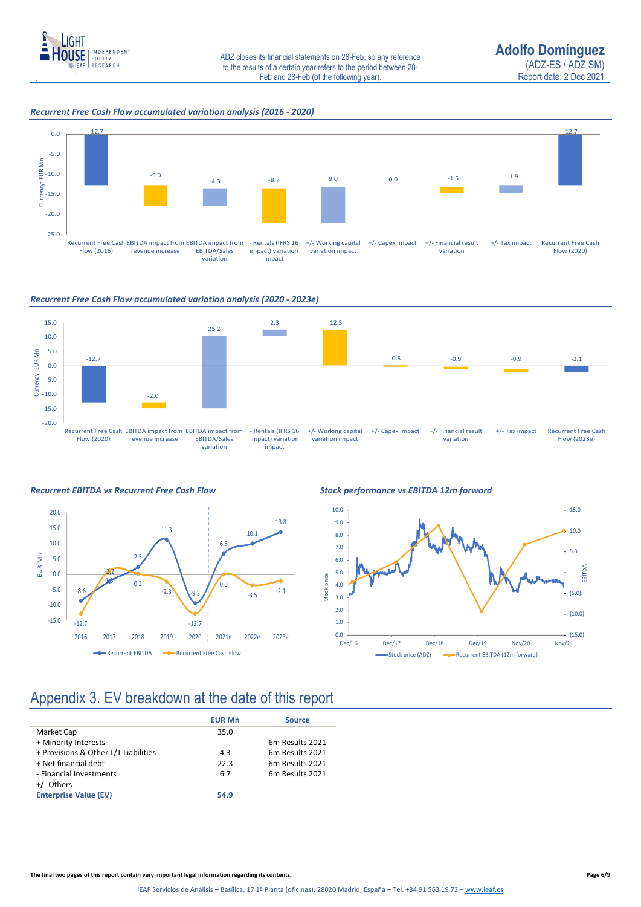*Recurrent Free Cash Flow accumulated variation analysis (2016 - 2020)*

*Recurrent Free Cash Flow accumulated variation analysis (2020 - 2023e)*

*Recurrent EBITDA vs Recurrent Free Cash Flow*

*Stock performance vs EBITDA 12m forward*

# Appendix 3. EV breakdown at the date of this report

| | EUR Mn | Source |
|---|---|---|
| Market Cap | 35.0 | |
| + Minority Interests | - | 6m Results 2021 |
| + Provisions & Other L/T Liabilities | 4.3 | 6m Results 2021 |
| + Net financial debt | 22.3 | 6m Results 2021 |
| - Financial Investments | 6.7 | 6m Results 2021 |
| +/- Others | | |
| **Enterprise Value (EV)** | **54.9** | |

**The final two pages of this report contain very important legal information regarding its contents.**

IEAF Servicios de Análisis – Basílica, 17 1ª Planta (oficinas), 28020 Madrid, España – Tel. +34 91 563 19 72 – www.ieaf.es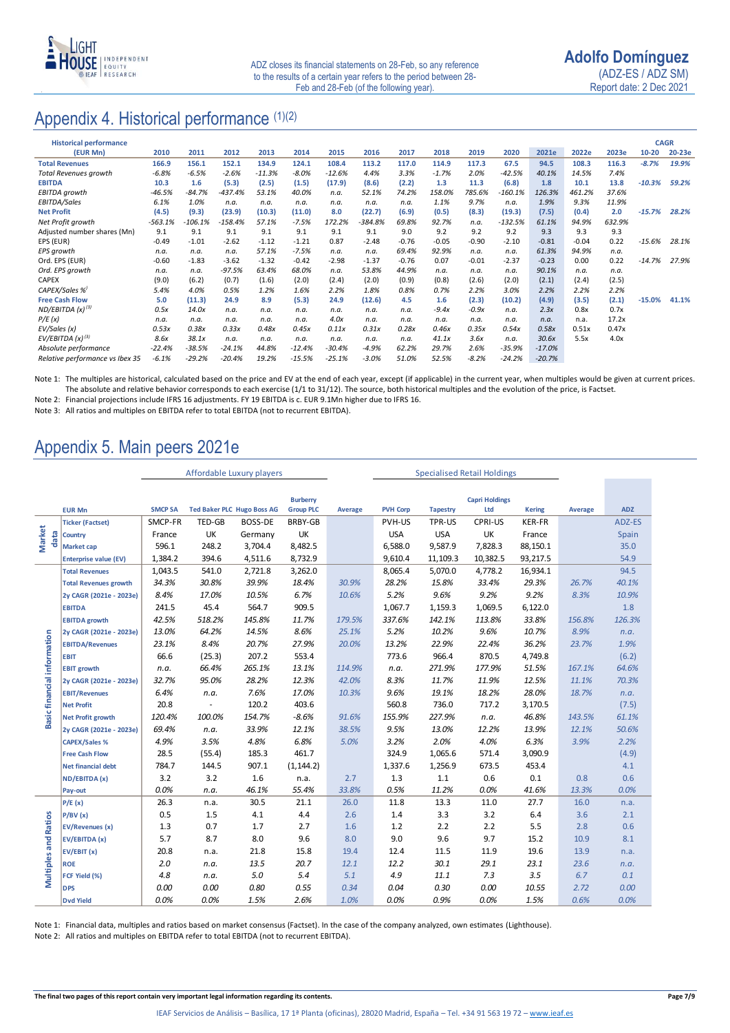# Appendix 4. Historical performance (1)(2)

| Historical performance (EUR Mn) | 2010 | 2011 | 2012 | 2013 | 2014 | 2015 | 2016 | 2017 | 2018 | 2019 | 2020 | 2021e | 2022e | 2023e | CAGR 10-20 | CAGR 20-23e |
|---|---|---|---|---|---|---|---|---|---|---|---|---|---|---|---|---|
| **Total Revenues** | 166.9 | 156.1 | 152.1 | 134.9 | 124.1 | 108.4 | 113.2 | 117.0 | 114.9 | 117.3 | 67.5 | 94.5 | 108.3 | 116.3 | -8.7% | 19.9% |
| *Total Revenues growth* | -6.8% | -6.5% | -2.6% | -11.3% | -8.0% | -12.6% | 4.4% | 3.3% | -1.7% | 2.0% | -42.5% | 40.1% | 14.5% | 7.4% | | |
| **EBITDA** | 10.3 | 1.6 | (5.3) | (2.5) | (1.5) | (17.9) | (8.6) | (2.2) | 1.3 | 11.3 | (6.8) | 1.8 | 10.1 | 13.8 | -10.3% | 59.2% |
| *EBITDA growth* | -46.5% | -84.7% | -437.4% | 53.1% | 40.0% | n.a. | 52.1% | 74.2% | 158.0% | 785.6% | -160.1% | 126.3% | 461.2% | 37.6% | | |
| *EBITDA/Sales* | 6.1% | 1.0% | n.a. | n.a. | n.a. | n.a. | n.a. | n.a. | 1.1% | 9.7% | n.a. | 1.9% | 9.3% | 11.9% | | |
| **Net Profit** | (4.5) | (9.3) | (23.9) | (10.3) | (11.0) | 8.0 | (22.7) | (6.9) | (0.5) | (8.3) | (19.3) | (7.5) | (0.4) | 2.0 | -15.7% | 28.2% |
| *Net Profit growth* | -563.1% | -106.1% | -158.4% | 57.1% | -7.5% | 172.2% | -384.8% | 69.8% | 92.7% | n.a. | -132.5% | 61.1% | 94.9% | 632.9% | | |
| Adjusted number shares (Mn) | 9.1 | 9.1 | 9.1 | 9.1 | 9.1 | 9.1 | 9.1 | 9.0 | 9.2 | 9.2 | 9.2 | 9.3 | 9.3 | 9.3 | | |
| EPS (EUR) | -0.49 | -1.01 | -2.62 | -1.12 | -1.21 | 0.87 | -2.48 | -0.76 | -0.05 | -0.90 | -2.10 | -0.81 | -0.04 | 0.22 | -15.6% | 28.1% |
| *EPS growth* | n.a. | n.a. | n.a. | 57.1% | -7.5% | n.a. | n.a. | 69.4% | 92.9% | n.a. | n.a. | 61.3% | 94.9% | n.a. | | |
| Ord. EPS (EUR) | -0.60 | -1.83 | -3.62 | -1.32 | -0.42 | -2.98 | -1.37 | -0.76 | 0.07 | -0.01 | -2.37 | -0.23 | 0.00 | 0.22 | -14.7% | 27.9% |
| *Ord. EPS growth* | n.a. | n.a. | -97.5% | 63.4% | 68.0% | n.a. | 53.8% | 44.9% | n.a. | n.a. | n.a. | 90.1% | n.a. | n.a. | | |
| CAPEX | (9.0) | (6.2) | (0.7) | (1.6) | (2.0) | (2.4) | (2.0) | (0.9) | (0.8) | (2.6) | (2.0) | (2.1) | (2.4) | (2.5) | | |
| *CAPEX/Sales %* | 5.4% | 4.0% | 0.5% | 1.2% | 1.6% | 2.2% | 1.8% | 0.8% | 0.7% | 2.2% | 3.0% | 2.2% | 2.2% | 2.2% | | |
| **Free Cash Flow** | 5.0 | (11.3) | 24.9 | 8.9 | (5.3) | 24.9 | (12.6) | 4.5 | 1.6 | (2.3) | (10.2) | (4.9) | (3.5) | (2.1) | -15.0% | 41.1% |
| *ND/EBITDA (x)* (3) | 0.5x | 14.0x | n.a. | n.a. | n.a. | n.a. | n.a. | n.a. | -9.4x | -0.9x | n.a. | 2.3x | 0.8x | 0.7x | | |
| *P/E (x)* | n.a. | n.a. | n.a. | n.a. | n.a. | 4.0x | n.a. | n.a. | n.a. | n.a. | n.a. | n.a. | n.a. | 17.2x | | |
| *EV/Sales (x)* | 0.53x | 0.38x | 0.33x | 0.48x | 0.45x | 0.11x | 0.31x | 0.28x | 0.46x | 0.35x | 0.54x | 0.58x | 0.51x | 0.47x | | |
| *EV/EBITDA (x)* (3) | 8.6x | 38.1x | n.a. | n.a. | n.a. | n.a. | n.a. | n.a. | 41.1x | 3.6x | n.a. | 30.6x | 5.5x | 4.0x | | |
| *Absolute performance* | -22.4% | -38.5% | -24.1% | 44.8% | -12.4% | -30.4% | -4.9% | 62.2% | 29.7% | 2.6% | -35.9% | -17.0% | | | | |
| *Relative performance vs Ibex 35* | -6.1% | -29.2% | -20.4% | 19.2% | -15.5% | -25.1% | -3.0% | 51.0% | 52.5% | -8.2% | -24.2% | -20.7% | | | | |

Note 1: The multiples are historical, calculated based on the price and EV at the end of each year, except (if applicable) in the current year, when multiples would be given at current prices. The absolute and relative behavior corresponds to each exercise (1/1 to 31/12). The source, both historical multiples and the evolution of the price, is Factset.

Note 2: Financial projections include IFRS 16 adjustments. FY 19 EBITDA is c. EUR 9.1Mn higher due to IFRS 16.

Note 3: All ratios and multiples on EBITDA refer to total EBITDA (not to recurrent EBITDA).

# Appendix 5. Main peers 2021e

| | EUR Mn | Affordable Luxury players: SMCP SA | Ted Baker PLC | Hugo Boss AG | Burberry Group PLC | Average | Specialised Retail Holdings: PVH Corp | Tapestry | Capri Holdings Ltd | Kering | Average | ADZ |
|---|---|---|---|---|---|---|---|---|---|---|---|---|
| Market data | Ticker (Factset) | SMCP-FR | TED-GB | BOSS-DE | BRBY-GB | | PVH-US | TPR-US | CPRI-US | KER-FR | | ADZ-ES |
| | Country | France | UK | Germany | UK | | USA | USA | UK | France | | Spain |
| | Market cap | 596.1 | 248.2 | 3,704.4 | 8,482.5 | | 6,588.0 | 9,587.9 | 7,828.3 | 88,150.1 | | 35.0 |
| | Enterprise value (EV) | 1,384.2 | 394.6 | 4,511.6 | 8,732.9 | | 9,610.4 | 11,109.3 | 10,382.5 | 93,217.5 | | 54.9 |
| Basic financial information | Total Revenues | 1,043.5 | 541.0 | 2,721.8 | 3,262.0 | | 8,065.4 | 5,070.0 | 4,778.2 | 16,934.1 | | 94.5 |
| | Total Revenues growth | 34.3% | 30.8% | 39.9% | 18.4% | 30.9% | 28.2% | 15.8% | 33.4% | 29.3% | 26.7% | 40.1% |
| | 2y CAGR (2021e - 2023e) | 8.4% | 17.0% | 10.5% | 6.7% | 10.6% | 5.2% | 9.6% | 9.2% | 9.2% | 8.3% | 10.9% |
| | EBITDA | 241.5 | 45.4 | 564.7 | 909.5 | | 1,067.7 | 1,159.3 | 1,069.5 | 6,122.0 | | 1.8 |
| | EBITDA growth | 42.5% | 518.2% | 145.8% | 11.7% | 179.5% | 337.6% | 142.1% | 113.8% | 33.8% | 156.8% | 126.3% |
| | 2y CAGR (2021e - 2023e) | 13.0% | 64.2% | 14.5% | 8.6% | 25.1% | 5.2% | 10.2% | 9.6% | 10.7% | 8.9% | n.a. |
| | EBITDA/Revenues | 23.1% | 8.4% | 20.7% | 27.9% | 20.0% | 13.2% | 22.9% | 22.4% | 36.2% | 23.7% | 1.9% |
| | EBIT | 66.6 | (25.3) | 207.2 | 553.4 | | 773.6 | 966.4 | 870.5 | 4,749.8 | | (6.2) |
| | EBIT growth | n.a. | 66.4% | 265.1% | 13.1% | 114.9% | n.a. | 271.9% | 177.9% | 51.5% | 167.1% | 64.6% |
| | 2y CAGR (2021e - 2023e) | 32.7% | 95.0% | 28.2% | 12.3% | 42.0% | 8.3% | 11.7% | 11.9% | 12.5% | 11.1% | 70.3% |
| | EBIT/Revenues | 6.4% | n.a. | 7.6% | 17.0% | 10.3% | 9.6% | 19.1% | 18.2% | 28.0% | 18.7% | n.a. |
| | Net Profit | 20.8 | - | 120.2 | 403.6 | | 560.8 | 736.0 | 717.2 | 3,170.5 | | (7.5) |
| | Net Profit growth | 120.4% | 100.0% | 154.7% | -8.6% | 91.6% | 155.9% | 227.9% | n.a. | 46.8% | 143.5% | 61.1% |
| | 2y CAGR (2021e - 2023e) | 69.4% | n.a. | 33.9% | 12.1% | 38.5% | 9.5% | 13.0% | 12.2% | 13.9% | 12.1% | 50.6% |
| | CAPEX/Sales % | 4.9% | 3.5% | 4.8% | 6.8% | 5.0% | 3.2% | 2.0% | 4.0% | 6.3% | 3.9% | 2.2% |
| | Free Cash Flow | 28.5 | (55.4) | 185.3 | 461.7 | | 324.9 | 1,065.6 | 571.4 | 3,090.9 | | (4.9) |
| | Net financial debt | 784.7 | 144.5 | 907.1 | (1,144.2) | | 1,337.6 | 1,256.9 | 673.5 | 453.4 | | 4.1 |
| | ND/EBITDA (x) | 3.2 | 3.2 | 1.6 | n.a. | 2.7 | 1.3 | 1.1 | 0.6 | 0.1 | 0.8 | 0.6 |
| | Pay-out | 0.0% | n.a. | 46.1% | 55.4% | 33.8% | 0.5% | 11.2% | 0.0% | 41.6% | 13.3% | 0.0% |
| Multiples and Ratios | P/E (x) | 26.3 | n.a. | 30.5 | 21.1 | 26.0 | 11.8 | 13.3 | 11.0 | 27.7 | 16.0 | n.a. |
| | P/BV (x) | 0.5 | 1.5 | 4.1 | 4.4 | 2.6 | 1.4 | 3.3 | 3.2 | 6.4 | 3.6 | 2.1 |
| | EV/Revenues (x) | 1.3 | 0.7 | 1.7 | 2.7 | 1.6 | 1.2 | 2.2 | 2.2 | 5.5 | 2.8 | 0.6 |
| | EV/EBITDA (x) | 5.7 | 8.7 | 8.0 | 9.6 | 8.0 | 9.0 | 9.6 | 9.7 | 15.2 | 10.9 | 8.1 |
| | EV/EBIT (x) | 20.8 | n.a. | 21.8 | 15.8 | 19.4 | 12.4 | 11.5 | 11.9 | 19.6 | 13.9 | n.a. |
| | ROE | 2.0 | n.a. | 13.5 | 20.7 | 12.1 | 12.2 | 30.1 | 29.1 | 23.1 | 23.6 | n.a. |
| | FCF Yield (%) | 4.8 | n.a. | 5.0 | 5.4 | 5.1 | 4.9 | 11.1 | 7.3 | 3.5 | 6.7 | 0.1 |
| | DPS | 0.00 | 0.00 | 0.80 | 0.55 | 0.34 | 0.04 | 0.30 | 0.00 | 10.55 | 2.72 | 0.00 |
| | Dvd Yield | 0.0% | 0.0% | 1.5% | 2.6% | 1.0% | 0.0% | 0.9% | 0.0% | 1.5% | 0.6% | 0.0% |

Note 1: Financial data, multiples and ratios based on market consensus (Factset). In the case of the company analyzed, own estimates (Lighthouse).

Note 2: All ratios and multiples on EBITDA refer to total EBITDA (not to recurrent EBITDA).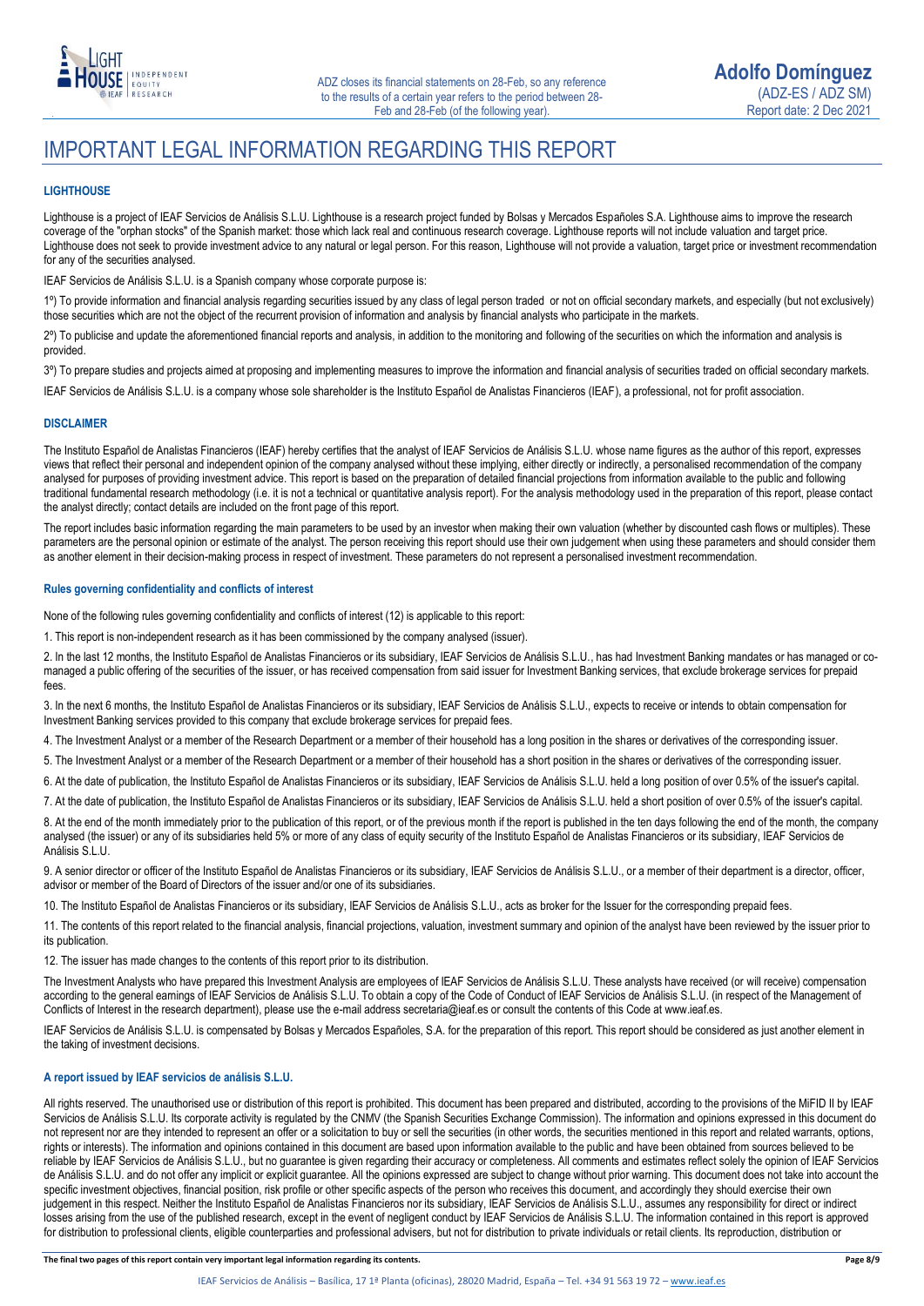# IMPORTANT LEGAL INFORMATION REGARDING THIS REPORT

### LIGHTHOUSE

Lighthouse is a project of IEAF Servicios de Análisis S.L.U. Lighthouse is a research project funded by Bolsas y Mercados Españoles S.A. Lighthouse aims to improve the research coverage of the "orphan stocks" of the Spanish market: those which lack real and continuous research coverage. Lighthouse reports will not include valuation and target price. Lighthouse does not seek to provide investment advice to any natural or legal person. For this reason, Lighthouse will not provide a valuation, target price or investment recommendation for any of the securities analysed.

IEAF Servicios de Análisis S.L.U. is a Spanish company whose corporate purpose is:

1º) To provide information and financial analysis regarding securities issued by any class of legal person traded or not on official secondary markets, and especially (but not exclusively) those securities which are not the object of the recurrent provision of information and analysis by financial analysts who participate in the markets.

2º) To publicise and update the aforementioned financial reports and analysis, in addition to the monitoring and following of the securities on which the information and analysis is provided.

3º) To prepare studies and projects aimed at proposing and implementing measures to improve the information and financial analysis of securities traded on official secondary markets.

IEAF Servicios de Análisis S.L.U. is a company whose sole shareholder is the Instituto Español de Analistas Financieros (IEAF), a professional, not for profit association.

### DISCLAIMER

The Instituto Español de Analistas Financieros (IEAF) hereby certifies that the analyst of IEAF Servicios de Análisis S.L.U. whose name figures as the author of this report, expresses views that reflect their personal and independent opinion of the company analysed without these implying, either directly or indirectly, a personalised recommendation of the company analysed for purposes of providing investment advice. This report is based on the preparation of detailed financial projections from information available to the public and following traditional fundamental research methodology (i.e. it is not a technical or quantitative analysis report). For the analysis methodology used in the preparation of this report, please contact the analyst directly; contact details are included on the front page of this report.

The report includes basic information regarding the main parameters to be used by an investor when making their own valuation (whether by discounted cash flows or multiples). These parameters are the personal opinion or estimate of the analyst. The person receiving this report should use their own judgement when using these parameters and should consider them as another element in their decision-making process in respect of investment. These parameters do not represent a personalised investment recommendation.

#### Rules governing confidentiality and conflicts of interest

None of the following rules governing confidentiality and conflicts of interest (12) is applicable to this report:

1. This report is non-independent research as it has been commissioned by the company analysed (issuer).

2. In the last 12 months, the Instituto Español de Analistas Financieros or its subsidiary, IEAF Servicios de Análisis S.L.U., has had Investment Banking mandates or has managed or co-managed a public offering of the securities of the issuer, or has received compensation from said issuer for Investment Banking services, that exclude brokerage services for prepaid fees.

3. In the next 6 months, the Instituto Español de Analistas Financieros or its subsidiary, IEAF Servicios de Análisis S.L.U., expects to receive or intends to obtain compensation for Investment Banking services provided to this company that exclude brokerage services for prepaid fees.

4. The Investment Analyst or a member of the Research Department or a member of their household has a long position in the shares or derivatives of the corresponding issuer.

5. The Investment Analyst or a member of the Research Department or a member of their household has a short position in the shares or derivatives of the corresponding issuer.

6. At the date of publication, the Instituto Español de Analistas Financieros or its subsidiary, IEAF Servicios de Análisis S.L.U. held a long position of over 0.5% of the issuer's capital.

7. At the date of publication, the Instituto Español de Analistas Financieros or its subsidiary, IEAF Servicios de Análisis S.L.U. held a short position of over 0.5% of the issuer's capital.

8. At the end of the month immediately prior to the publication of this report, or of the previous month if the report is published in the ten days following the end of the month, the company analysed (the issuer) or any of its subsidiaries held 5% or more of any class of equity security of the Instituto Español de Analistas Financieros or its subsidiary, IEAF Servicios de Análisis S.L.U.

9. A senior director or officer of the Instituto Español de Analistas Financieros or its subsidiary, IEAF Servicios de Análisis S.L.U., or a member of their department is a director, officer, advisor or member of the Board of Directors of the issuer and/or one of its subsidiaries.

10. The Instituto Español de Analistas Financieros or its subsidiary, IEAF Servicios de Análisis S.L.U., acts as broker for the Issuer for the corresponding prepaid fees.

11. The contents of this report related to the financial analysis, financial projections, valuation, investment summary and opinion of the analyst have been reviewed by the issuer prior to its publication.

12. The issuer has made changes to the contents of this report prior to its distribution.

The Investment Analysts who have prepared this Investment Analysis are employees of IEAF Servicios de Análisis S.L.U. These analysts have received (or will receive) compensation according to the general earnings of IEAF Servicios de Análisis S.L.U. To obtain a copy of the Code of Conduct of IEAF Servicios de Análisis S.L.U. (in respect of the Management of Conflicts of Interest in the research department), please use the e-mail address secretaria@ieaf.es or consult the contents of this Code at www.ieaf.es.

IEAF Servicios de Análisis S.L.U. is compensated by Bolsas y Mercados Españoles, S.A. for the preparation of this report. This report should be considered as just another element in the taking of investment decisions.

#### A report issued by IEAF servicios de análisis S.L.U.

All rights reserved. The unauthorised use or distribution of this report is prohibited. This document has been prepared and distributed, according to the provisions of the MiFID II by IEAF Servicios de Análisis S.L.U. Its corporate activity is regulated by the CNMV (the Spanish Securities Exchange Commission). The information and opinions expressed in this document do not represent nor are they intended to represent an offer or a solicitation to buy or sell the securities (in other words, the securities mentioned in this report and related warrants, options, rights or interests). The information and opinions contained in this document are based upon information available to the public and have been obtained from sources believed to be reliable by IEAF Servicios de Análisis S.L.U., but no guarantee is given regarding their accuracy or completeness. All comments and estimates reflect solely the opinion of IEAF Servicios de Análisis S.L.U. and do not offer any implicit or explicit guarantee. All the opinions expressed are subject to change without prior warning. This document does not take into account the specific investment objectives, financial position, risk profile or other specific aspects of the person who receives this document, and accordingly they should exercise their own judgement in this respect. Neither the Instituto Español de Analistas Financieros nor its subsidiary, IEAF Servicios de Análisis S.L.U., assumes any responsibility for direct or indirect losses arising from the use of the published research, except in the event of negligent conduct by IEAF Servicios de Análisis S.L.U. The information contained in this report is approved for distribution to professional clients, eligible counterparties and professional advisers, but not for distribution to private individuals or retail clients. Its reproduction, distribution or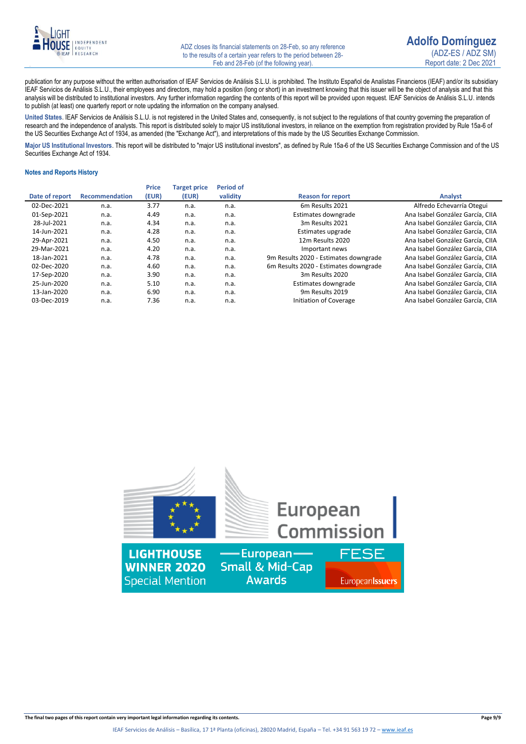publication for any purpose without the written authorisation of IEAF Servicios de Análisis S.L.U. is prohibited. The Instituto Español de Analistas Financieros (IEAF) and/or its subsidiary IEAF Servicios de Análisis S.L.U., their employees and directors, may hold a position (long or short) in an investment knowing that this issuer will be the object of analysis and that this analysis will be distributed to institutional investors. Any further information regarding the contents of this report will be provided upon request. IEAF Servicios de Análisis S.L.U. intends to publish (at least) one quarterly report or note updating the information on the company analysed.

**United States**. IEAF Servicios de Análisis S.L.U. is not registered in the United States and, consequently, is not subject to the regulations of that country governing the preparation of research and the independence of analysts. This report is distributed solely to major US institutional investors, in reliance on the exemption from registration provided by Rule 15a-6 of the US Securities Exchange Act of 1934, as amended (the "Exchange Act"), and interpretations of this made by the US Securities Exchange Commission.

**Major US Institutional Investors**. This report will be distributed to "major US institutional investors", as defined by Rule 15a-6 of the US Securities Exchange Commission and of the US Securities Exchange Act of 1934.

**Notes and Reports History**

| Date of report | Recommendation | Price (EUR) | Target price (EUR) | Period of validity | Reason for report | Analyst |
|---|---|---|---|---|---|---|
| 02-Dec-2021 | n.a. | 3.77 | n.a. | n.a. | 6m Results 2021 | Alfredo Echevarría Otegui |
| 01-Sep-2021 | n.a. | 4.49 | n.a. | n.a. | Estimates downgrade | Ana Isabel González García, CIIA |
| 28-Jul-2021 | n.a. | 4.34 | n.a. | n.a. | 3m Results 2021 | Ana Isabel González García, CIIA |
| 14-Jun-2021 | n.a. | 4.28 | n.a. | n.a. | Estimates upgrade | Ana Isabel González García, CIIA |
| 29-Apr-2021 | n.a. | 4.50 | n.a. | n.a. | 12m Results 2020 | Ana Isabel González García, CIIA |
| 29-Mar-2021 | n.a. | 4.20 | n.a. | n.a. | Important news | Ana Isabel González García, CIIA |
| 18-Jan-2021 | n.a. | 4.78 | n.a. | n.a. | 9m Results 2020 - Estimates downgrade | Ana Isabel González García, CIIA |
| 02-Dec-2020 | n.a. | 4.60 | n.a. | n.a. | 6m Results 2020 - Estimates downgrade | Ana Isabel González García, CIIA |
| 17-Sep-2020 | n.a. | 3.90 | n.a. | n.a. | 3m Results 2020 | Ana Isabel González García, CIIA |
| 25-Jun-2020 | n.a. | 5.10 | n.a. | n.a. | Estimates downgrade | Ana Isabel González García, CIIA |
| 13-Jan-2020 | n.a. | 6.90 | n.a. | n.a. | 9m Results 2019 | Ana Isabel González García, CIIA |
| 03-Dec-2019 | n.a. | 7.36 | n.a. | n.a. | Initiation of Coverage | Ana Isabel González García, CIIA |

European Commission

LIGHTHOUSE WINNER 2020 Special Mention

European Small & Mid-Cap Awards

FESE

EuropeanIssuers